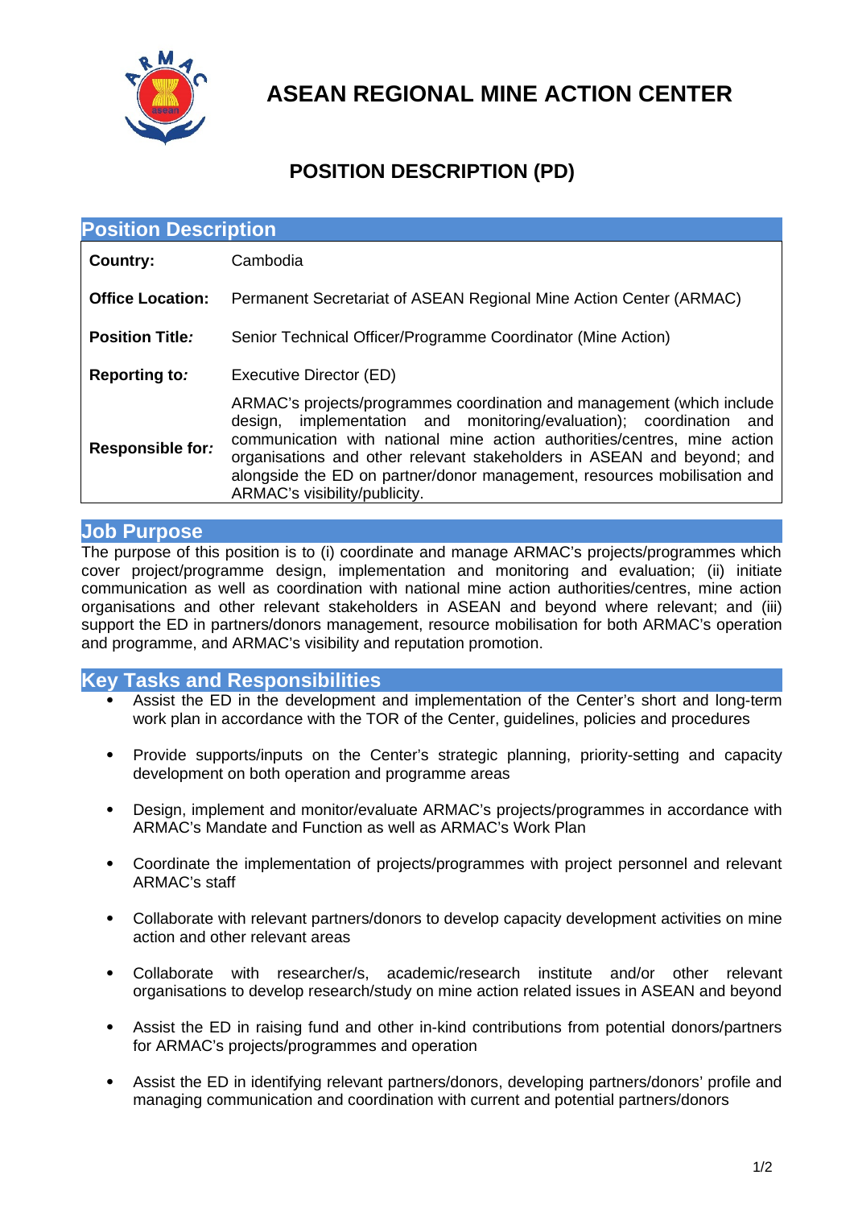# ASEAN REGIONAL MINE ACTION CENTER

## POSITION DESCRIPTION (PD)

### Position Description

| | |
|---|---|
| **Country:** | Cambodia |
| **Office Location:** | Permanent Secretariat of ASEAN Regional Mine Action Center (ARMAC) |
| **Position Title:** | Senior Technical Officer/Programme Coordinator (Mine Action) |
| **Reporting to:** | Executive Director (ED) |
| **Responsible for:** | ARMAC's projects/programmes coordination and management (which include design, implementation and monitoring/evaluation); coordination and communication with national mine action authorities/centres, mine action organisations and other relevant stakeholders in ASEAN and beyond; and alongside the ED on partner/donor management, resources mobilisation and ARMAC's visibility/publicity. |

### Job Purpose

The purpose of this position is to (i) coordinate and manage ARMAC's projects/programmes which cover project/programme design, implementation and monitoring and evaluation; (ii) initiate communication as well as coordination with national mine action authorities/centres, mine action organisations and other relevant stakeholders in ASEAN and beyond where relevant; and (iii) support the ED in partners/donors management, resource mobilisation for both ARMAC's operation and programme, and ARMAC's visibility and reputation promotion.

### Key Tasks and Responsibilities

- Assist the ED in the development and implementation of the Center's short and long-term work plan in accordance with the TOR of the Center, guidelines, policies and procedures
- Provide supports/inputs on the Center's strategic planning, priority-setting and capacity development on both operation and programme areas
- Design, implement and monitor/evaluate ARMAC's projects/programmes in accordance with ARMAC's Mandate and Function as well as ARMAC's Work Plan
- Coordinate the implementation of projects/programmes with project personnel and relevant ARMAC's staff
- Collaborate with relevant partners/donors to develop capacity development activities on mine action and other relevant areas
- Collaborate with researcher/s, academic/research institute and/or other relevant organisations to develop research/study on mine action related issues in ASEAN and beyond
- Assist the ED in raising fund and other in-kind contributions from potential donors/partners for ARMAC's projects/programmes and operation
- Assist the ED in identifying relevant partners/donors, developing partners/donors' profile and managing communication and coordination with current and potential partners/donors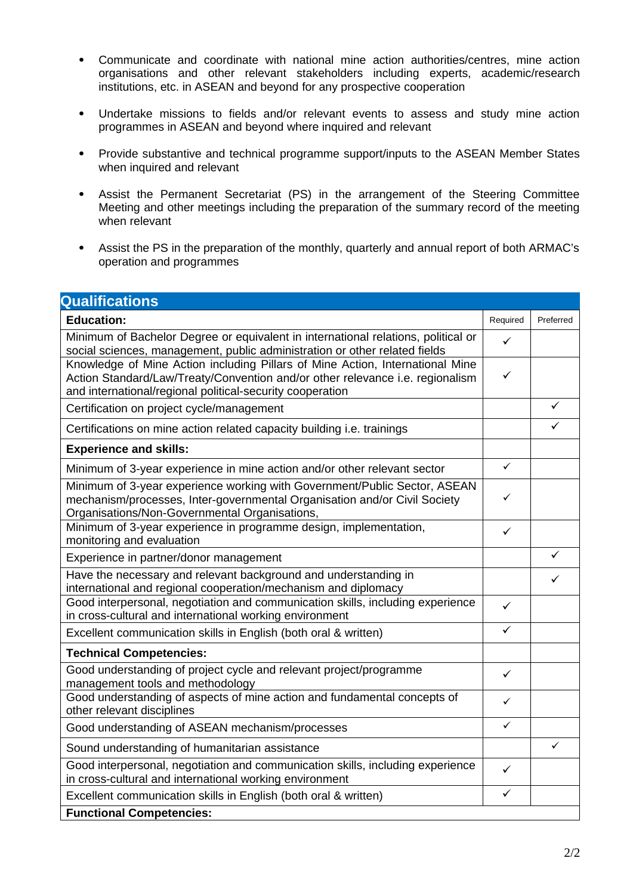- Communicate and coordinate with national mine action authorities/centres, mine action organisations and other relevant stakeholders including experts, academic/research institutions, etc. in ASEAN and beyond for any prospective cooperation
- Undertake missions to fields and/or relevant events to assess and study mine action programmes in ASEAN and beyond where inquired and relevant
- Provide substantive and technical programme support/inputs to the ASEAN Member States when inquired and relevant
- Assist the Permanent Secretariat (PS) in the arrangement of the Steering Committee Meeting and other meetings including the preparation of the summary record of the meeting when relevant
- Assist the PS in the preparation of the monthly, quarterly and annual report of both ARMAC's operation and programmes

## Qualifications

| **Education:** | Required | Preferred |
|---|---|---|
| Minimum of Bachelor Degree or equivalent in international relations, political or social sciences, management, public administration or other related fields | ✓ | |
| Knowledge of Mine Action including Pillars of Mine Action, International Mine Action Standard/Law/Treaty/Convention and/or other relevance i.e. regionalism and international/regional political-security cooperation | ✓ | |
| Certification on project cycle/management | | ✓ |
| Certifications on mine action related capacity building i.e. trainings | | ✓ |
| **Experience and skills:** | | |
| Minimum of 3-year experience in mine action and/or other relevant sector | ✓ | |
| Minimum of 3-year experience working with Government/Public Sector, ASEAN mechanism/processes, Inter-governmental Organisation and/or Civil Society Organisations/Non-Governmental Organisations, | ✓ | |
| Minimum of 3-year experience in programme design, implementation, monitoring and evaluation | ✓ | |
| Experience in partner/donor management | | ✓ |
| Have the necessary and relevant background and understanding in international and regional cooperation/mechanism and diplomacy | | ✓ |
| Good interpersonal, negotiation and communication skills, including experience in cross-cultural and international working environment | ✓ | |
| Excellent communication skills in English (both oral & written) | ✓ | |
| **Technical Competencies:** | | |
| Good understanding of project cycle and relevant project/programme management tools and methodology | ✓ | |
| Good understanding of aspects of mine action and fundamental concepts of other relevant disciplines | ✓ | |
| Good understanding of ASEAN mechanism/processes | ✓ | |
| Sound understanding of humanitarian assistance | | ✓ |
| Good interpersonal, negotiation and communication skills, including experience in cross-cultural and international working environment | ✓ | |
| Excellent communication skills in English (both oral & written) | ✓ | |
| **Functional Competencies:** | | |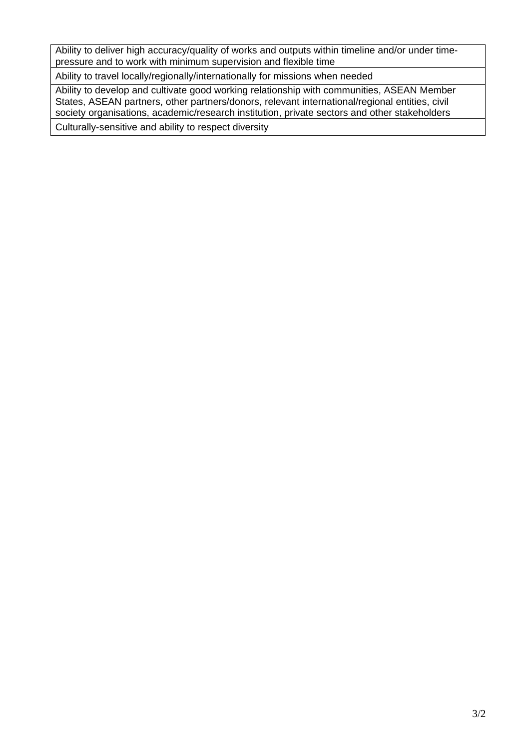| |
|---|
| Ability to deliver high accuracy/quality of works and outputs within timeline and/or under time-pressure and to work with minimum supervision and flexible time |
| Ability to travel locally/regionally/internationally for missions when needed |
| Ability to develop and cultivate good working relationship with communities, ASEAN Member States, ASEAN partners, other partners/donors, relevant international/regional entities, civil society organisations, academic/research institution, private sectors and other stakeholders |
| Culturally-sensitive and ability to respect diversity |